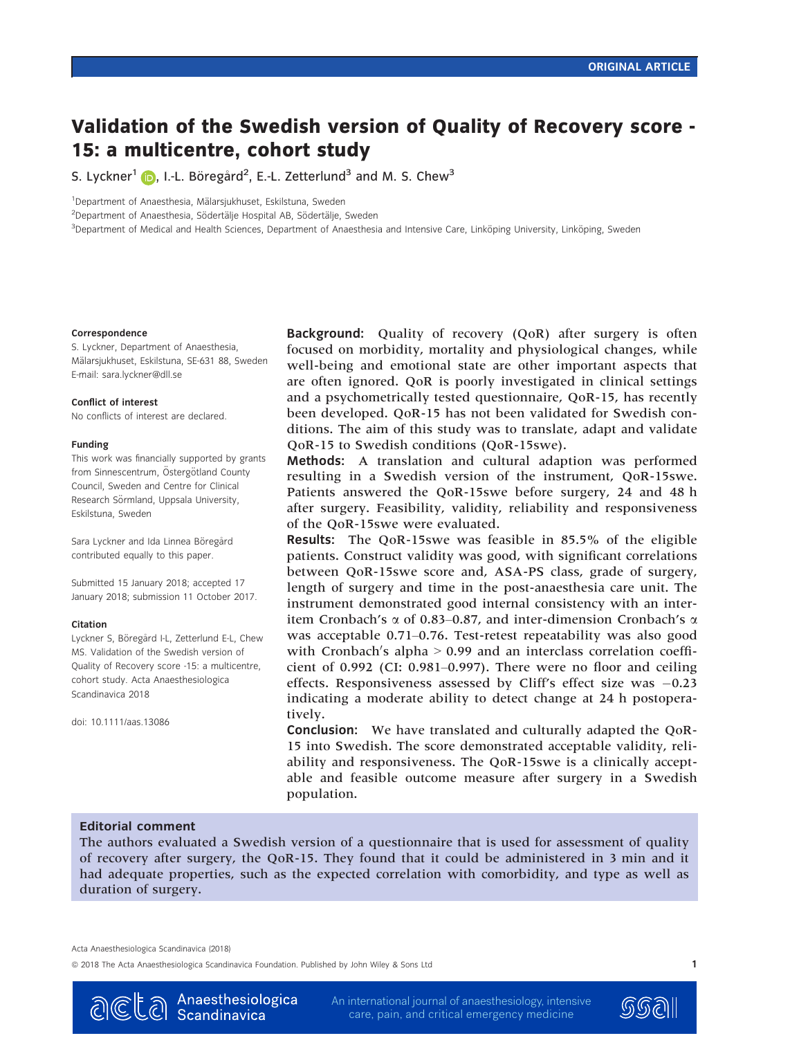ORIGINAL ARTICLE

# Validation of the Swedish version of Quality of Recovery score -15: a multicentre, cohort study

S. Lyckner[1], I.-L. Böregård[2], E.-L. Zetterlund[3] and M. S. Chew[3]

[1]Department of Anaesthesia, Mälarsjukhuset, Eskilstuna, Sweden
[2]Department of Anaesthesia, Södertälje Hospital AB, Södertälje, Sweden
[3]Department of Medical and Health Sciences, Department of Anaesthesia and Intensive Care, Linköping University, Linköping, Sweden

**Correspondence**
S. Lyckner, Department of Anaesthesia, Mälarsjukhuset, Eskilstuna, SE-631 88, Sweden
E-mail: sara.lyckner@dll.se

**Conflict of interest**
No conflicts of interest are declared.

**Funding**
This work was financially supported by grants from Sinnescentrum, Östergötland County Council, Sweden and Centre for Clinical Research Sörmland, Uppsala University, Eskilstuna, Sweden

Sara Lyckner and Ida Linnea Böregård contributed equally to this paper.

Submitted 15 January 2018; accepted 17 January 2018; submission 11 October 2017.

**Citation**
Lyckner S, Böregård I-L, Zetterlund E-L, Chew MS. Validation of the Swedish version of Quality of Recovery score -15: a multicentre, cohort study. Acta Anaesthesiologica Scandinavica 2018

doi: 10.1111/aas.13086

**Background:** Quality of recovery (QoR) after surgery is often focused on morbidity, mortality and physiological changes, while well-being and emotional state are other important aspects that are often ignored. QoR is poorly investigated in clinical settings and a psychometrically tested questionnaire, QoR-15, has recently been developed. QoR-15 has not been validated for Swedish conditions. The aim of this study was to translate, adapt and validate QoR-15 to Swedish conditions (QoR-15swe).

**Methods:** A translation and cultural adaption was performed resulting in a Swedish version of the instrument, QoR-15swe. Patients answered the QoR-15swe before surgery, 24 and 48 h after surgery. Feasibility, validity, reliability and responsiveness of the QoR-15swe were evaluated.

**Results:** The QoR-15swe was feasible in 85.5% of the eligible patients. Construct validity was good, with significant correlations between QoR-15swe score and, ASA-PS class, grade of surgery, length of surgery and time in the post-anaesthesia care unit. The instrument demonstrated good internal consistency with an inter-item Cronbach's $\alpha$ of 0.83–0.87, and inter-dimension Cronbach's $\alpha$ was acceptable 0.71–0.76. Test-retest repeatability was also good with Cronbach's alpha $> 0.99$ and an interclass correlation coefficient of 0.992 (CI: 0.981–0.997). There were no floor and ceiling effects. Responsiveness assessed by Cliff's effect size was $-0.23$ indicating a moderate ability to detect change at 24 h postoperatively.

**Conclusion:** We have translated and culturally adapted the QoR-15 into Swedish. The score demonstrated acceptable validity, reliability and responsiveness. The QoR-15swe is a clinically acceptable and feasible outcome measure after surgery in a Swedish population.

**Editorial comment**

The authors evaluated a Swedish version of a questionnaire that is used for assessment of quality of recovery after surgery, the QoR-15. They found that it could be administered in 3 min and it had adequate properties, such as the expected correlation with comorbidity, and type as well as duration of surgery.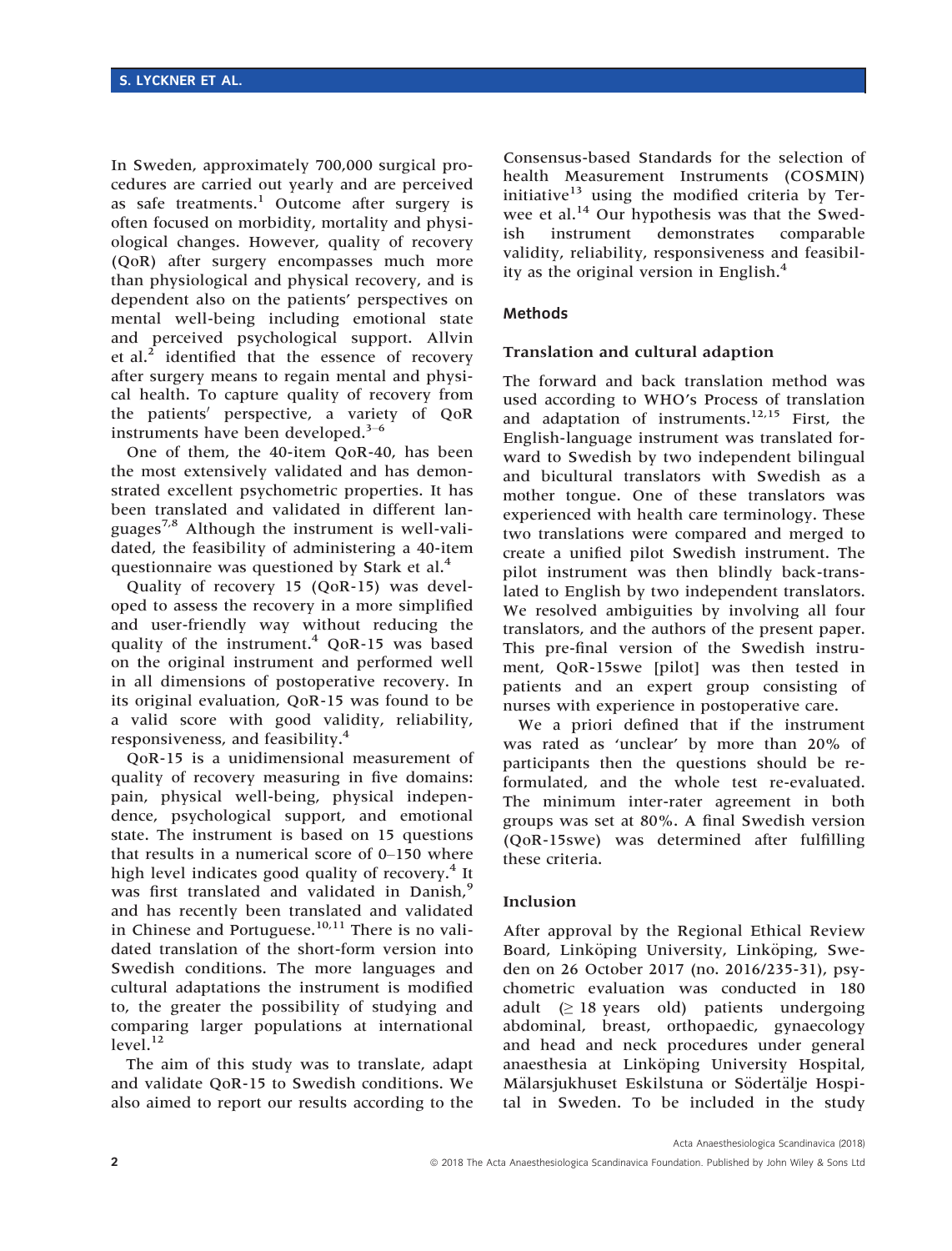In Sweden, approximately 700,000 surgical procedures are carried out yearly and are perceived as safe treatments.[1] Outcome after surgery is often focused on morbidity, mortality and physiological changes. However, quality of recovery (QoR) after surgery encompasses much more than physiological and physical recovery, and is dependent also on the patients' perspectives on mental well-being including emotional state and perceived psychological support. Allvin et al.[2] identified that the essence of recovery after surgery means to regain mental and physical health. To capture quality of recovery from the patients' perspective, a variety of QoR instruments have been developed.[3–6]

One of them, the 40-item QoR-40, has been the most extensively validated and has demonstrated excellent psychometric properties. It has been translated and validated in different languages[7,8] Although the instrument is well-validated, the feasibility of administering a 40-item questionnaire was questioned by Stark et al.[4]

Quality of recovery 15 (QoR-15) was developed to assess the recovery in a more simplified and user-friendly way without reducing the quality of the instrument.[4] QoR-15 was based on the original instrument and performed well in all dimensions of postoperative recovery. In its original evaluation, QoR-15 was found to be a valid score with good validity, reliability, responsiveness, and feasibility.[4]

QoR-15 is a unidimensional measurement of quality of recovery measuring in five domains: pain, physical well-being, physical independence, psychological support, and emotional state. The instrument is based on 15 questions that results in a numerical score of 0–150 where high level indicates good quality of recovery.[4] It was first translated and validated in Danish,[9] and has recently been translated and validated in Chinese and Portuguese.[10,11] There is no validated translation of the short-form version into Swedish conditions. The more languages and cultural adaptations the instrument is modified to, the greater the possibility of studying and comparing larger populations at international level.[12]

The aim of this study was to translate, adapt and validate QoR-15 to Swedish conditions. We also aimed to report our results according to the Consensus-based Standards for the selection of health Measurement Instruments (COSMIN) initiative[13] using the modified criteria by Terwee et al.[14] Our hypothesis was that the Swedish instrument demonstrates comparable validity, reliability, responsiveness and feasibility as the original version in English.[4]

## Methods

### Translation and cultural adaption

The forward and back translation method was used according to WHO's Process of translation and adaptation of instruments.[12,15] First, the English-language instrument was translated forward to Swedish by two independent bilingual and bicultural translators with Swedish as a mother tongue. One of these translators was experienced with health care terminology. These two translations were compared and merged to create a unified pilot Swedish instrument. The pilot instrument was then blindly back-translated to English by two independent translators. We resolved ambiguities by involving all four translators, and the authors of the present paper. This pre-final version of the Swedish instrument, QoR-15swe [pilot] was then tested in patients and an expert group consisting of nurses with experience in postoperative care.

We a priori defined that if the instrument was rated as 'unclear' by more than 20% of participants then the questions should be reformulated, and the whole test re-evaluated. The minimum inter-rater agreement in both groups was set at 80%. A final Swedish version (QoR-15swe) was determined after fulfilling these criteria.

### Inclusion

After approval by the Regional Ethical Review Board, Linköping University, Linköping, Sweden on 26 October 2017 (no. 2016/235-31), psychometric evaluation was conducted in 180 adult (≥ 18 years old) patients undergoing abdominal, breast, orthopaedic, gynaecology and head and neck procedures under general anaesthesia at Linköping University Hospital, Mälarsjukhuset Eskilstuna or Södertälje Hospital in Sweden. To be included in the study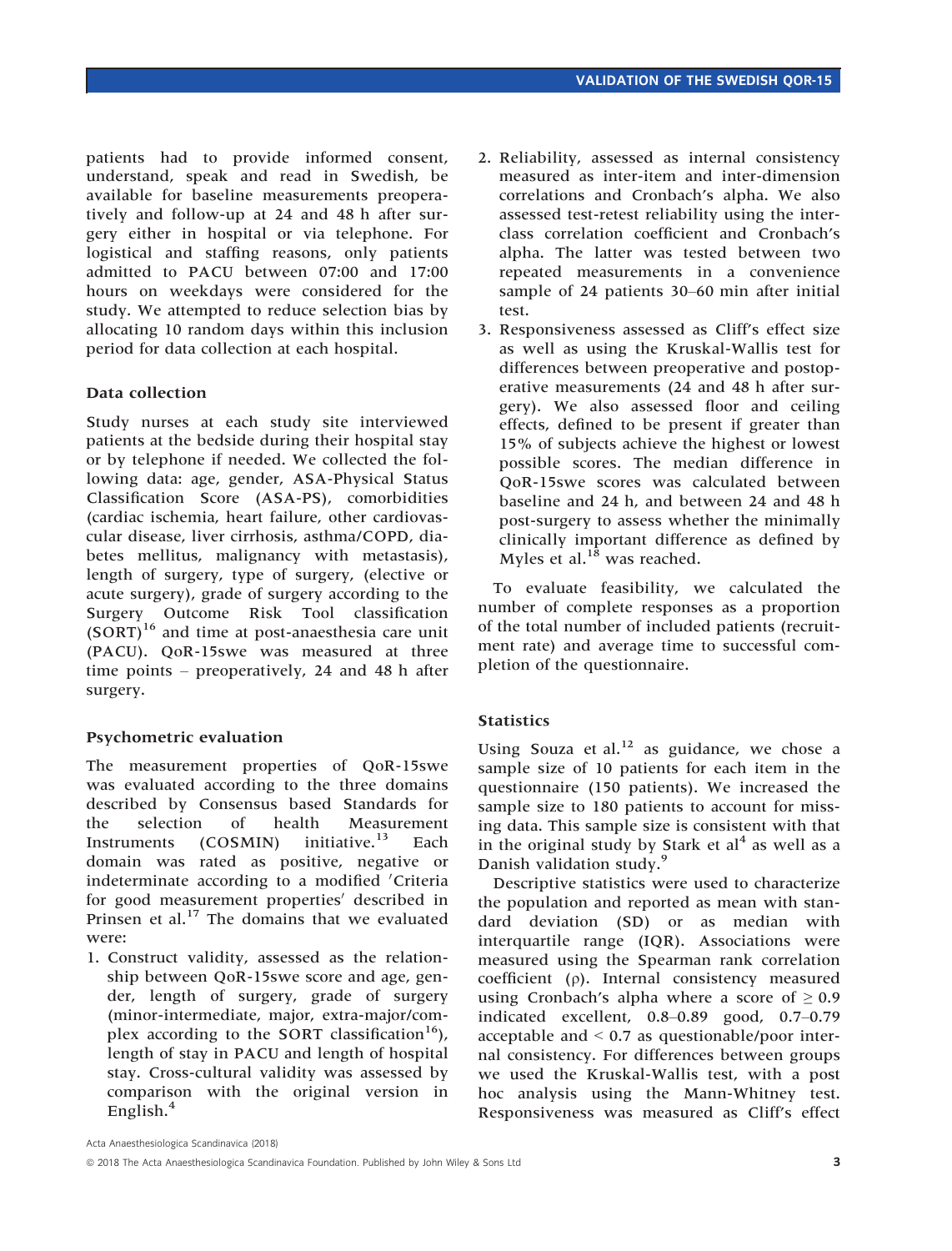patients had to provide informed consent, understand, speak and read in Swedish, be available for baseline measurements preoperatively and follow-up at 24 and 48 h after surgery either in hospital or via telephone. For logistical and staffing reasons, only patients admitted to PACU between 07:00 and 17:00 hours on weekdays were considered for the study. We attempted to reduce selection bias by allocating 10 random days within this inclusion period for data collection at each hospital.

### Data collection

Study nurses at each study site interviewed patients at the bedside during their hospital stay or by telephone if needed. We collected the following data: age, gender, ASA-Physical Status Classification Score (ASA-PS), comorbidities (cardiac ischemia, heart failure, other cardiovascular disease, liver cirrhosis, asthma/COPD, diabetes mellitus, malignancy with metastasis), length of surgery, type of surgery, (elective or acute surgery), grade of surgery according to the Surgery Outcome Risk Tool classification (SORT)[16] and time at post-anaesthesia care unit (PACU). QoR-15swe was measured at three time points – preoperatively, 24 and 48 h after surgery.

### Psychometric evaluation

The measurement properties of QoR-15swe was evaluated according to the three domains described by Consensus based Standards for the selection of health Measurement Instruments (COSMIN) initiative.[13] Each domain was rated as positive, negative or indeterminate according to a modified 'Criteria for good measurement properties' described in Prinsen et al.[17] The domains that we evaluated were:

1. Construct validity, assessed as the relationship between QoR-15swe score and age, gender, length of surgery, grade of surgery (minor-intermediate, major, extra-major/complex according to the SORT classification[16]), length of stay in PACU and length of hospital stay. Cross-cultural validity was assessed by comparison with the original version in English.[4]
2. Reliability, assessed as internal consistency measured as inter-item and inter-dimension correlations and Cronbach's alpha. We also assessed test-retest reliability using the interclass correlation coefficient and Cronbach's alpha. The latter was tested between two repeated measurements in a convenience sample of 24 patients 30–60 min after initial test.
3. Responsiveness assessed as Cliff's effect size as well as using the Kruskal-Wallis test for differences between preoperative and postoperative measurements (24 and 48 h after surgery). We also assessed floor and ceiling effects, defined to be present if greater than 15% of subjects achieve the highest or lowest possible scores. The median difference in QoR-15swe scores was calculated between baseline and 24 h, and between 24 and 48 h post-surgery to assess whether the minimally clinically important difference as defined by Myles et al.[18] was reached.

To evaluate feasibility, we calculated the number of complete responses as a proportion of the total number of included patients (recruitment rate) and average time to successful completion of the questionnaire.

### Statistics

Using Souza et al.[12] as guidance, we chose a sample size of 10 patients for each item in the questionnaire (150 patients). We increased the sample size to 180 patients to account for missing data. This sample size is consistent with that in the original study by Stark et al[4] as well as a Danish validation study.[9]

Descriptive statistics were used to characterize the population and reported as mean with standard deviation (SD) or as median with interquartile range (IQR). Associations were measured using the Spearman rank correlation coefficient ($\rho$). Internal consistency measured using Cronbach's alpha where a score of $\geq 0.9$ indicated excellent, 0.8–0.89 good, 0.7–0.79 acceptable and $< 0.7$ as questionable/poor internal consistency. For differences between groups we used the Kruskal-Wallis test, with a post hoc analysis using the Mann-Whitney test. Responsiveness was measured as Cliff's effect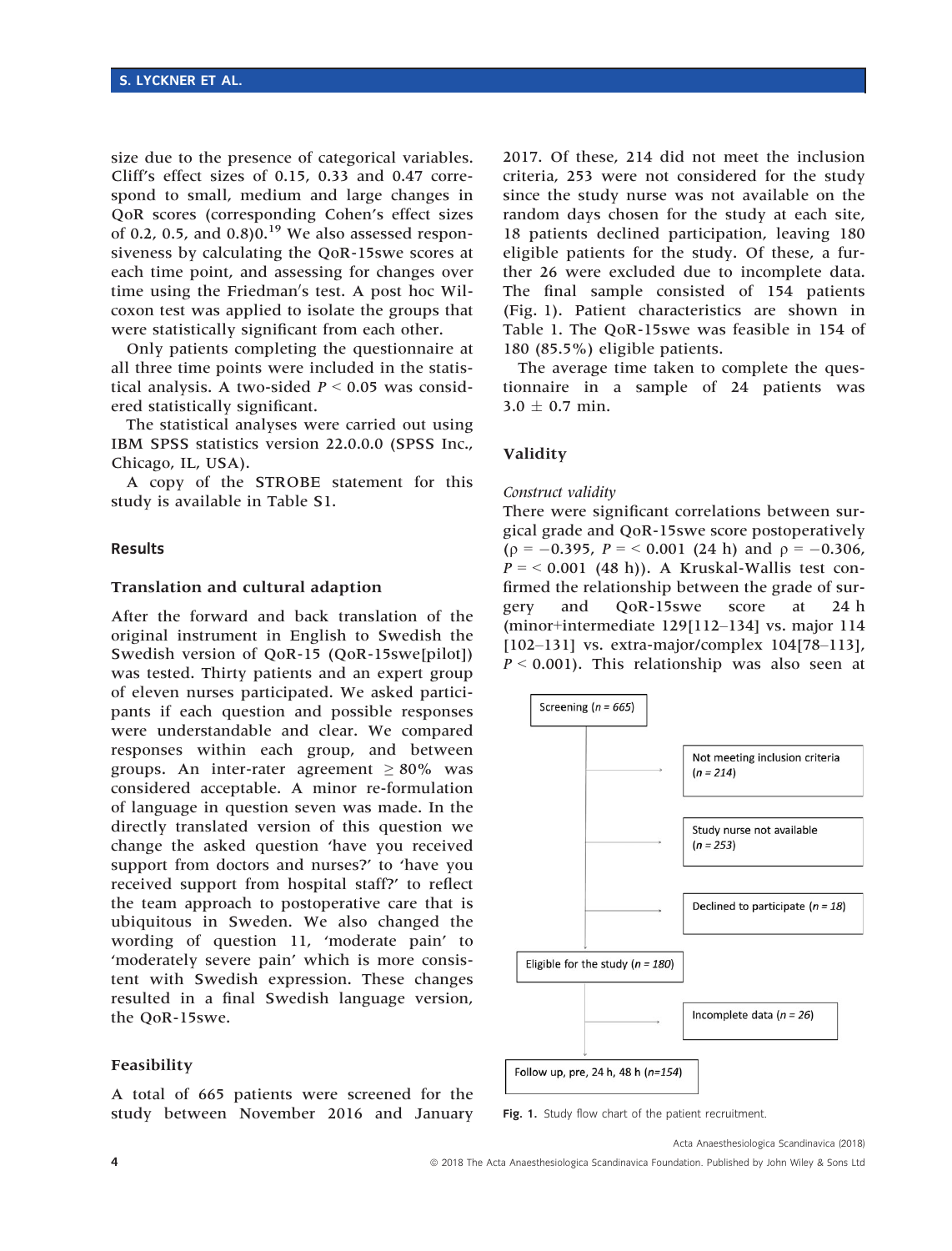size due to the presence of categorical variables. Cliff's effect sizes of 0.15, 0.33 and 0.47 correspond to small, medium and large changes in QoR scores (corresponding Cohen's effect sizes of 0.2, 0.5, and 0.8)0.[19] We also assessed responsiveness by calculating the QoR-15swe scores at each time point, and assessing for changes over time using the Friedman's test. A post hoc Wilcoxon test was applied to isolate the groups that were statistically significant from each other.

Only patients completing the questionnaire at all three time points were included in the statistical analysis. A two-sided $P < 0.05$ was considered statistically significant.

The statistical analyses were carried out using IBM SPSS statistics version 22.0.0.0 (SPSS Inc., Chicago, IL, USA).

A copy of the STROBE statement for this study is available in Table S1.

## Results

### Translation and cultural adaption

After the forward and back translation of the original instrument in English to Swedish the Swedish version of QoR-15 (QoR-15swe[pilot]) was tested. Thirty patients and an expert group of eleven nurses participated. We asked participants if each question and possible responses were understandable and clear. We compared responses within each group, and between groups. An inter-rater agreement ≥ 80% was considered acceptable. A minor re-formulation of language in question seven was made. In the directly translated version of this question we change the asked question 'have you received support from doctors and nurses?' to 'have you received support from hospital staff?' to reflect the team approach to postoperative care that is ubiquitous in Sweden. We also changed the wording of question 11, 'moderate pain' to 'moderately severe pain' which is more consistent with Swedish expression. These changes resulted in a final Swedish language version, the QoR-15swe.

### Feasibility

A total of 665 patients were screened for the study between November 2016 and January 2017. Of these, 214 did not meet the inclusion criteria, 253 were not considered for the study since the study nurse was not available on the random days chosen for the study at each site, 18 patients declined participation, leaving 180 eligible patients for the study. Of these, a further 26 were excluded due to incomplete data. The final sample consisted of 154 patients (Fig. 1). Patient characteristics are shown in Table 1. The QoR-15swe was feasible in 154 of 180 (85.5%) eligible patients.

The average time taken to complete the questionnaire in a sample of 24 patients was 3.0 ± 0.7 min.

### Validity

*Construct validity*

There were significant correlations between surgical grade and QoR-15swe score postoperatively ($\rho = -0.395$, $P = < 0.001$ (24 h) and $\rho = -0.306$, $P = < 0.001$ (48 h)). A Kruskal-Wallis test confirmed the relationship between the grade of surgery and QoR-15swe score at 24 h (minor+intermediate 129[112–134] vs. major 114 [102–131] vs. extra-major/complex 104[78–113], $P < 0.001$). This relationship was also seen at

Screening (n = 665)
→ Not meeting inclusion criteria (n = 214)
→ Study nurse not available (n = 253)
→ Declined to participate (n = 18)
Eligible for the study (n = 180)
→ Incomplete data (n = 26)
Follow up, pre, 24 h, 48 h (n=154)

Fig. 1. Study flow chart of the patient recruitment.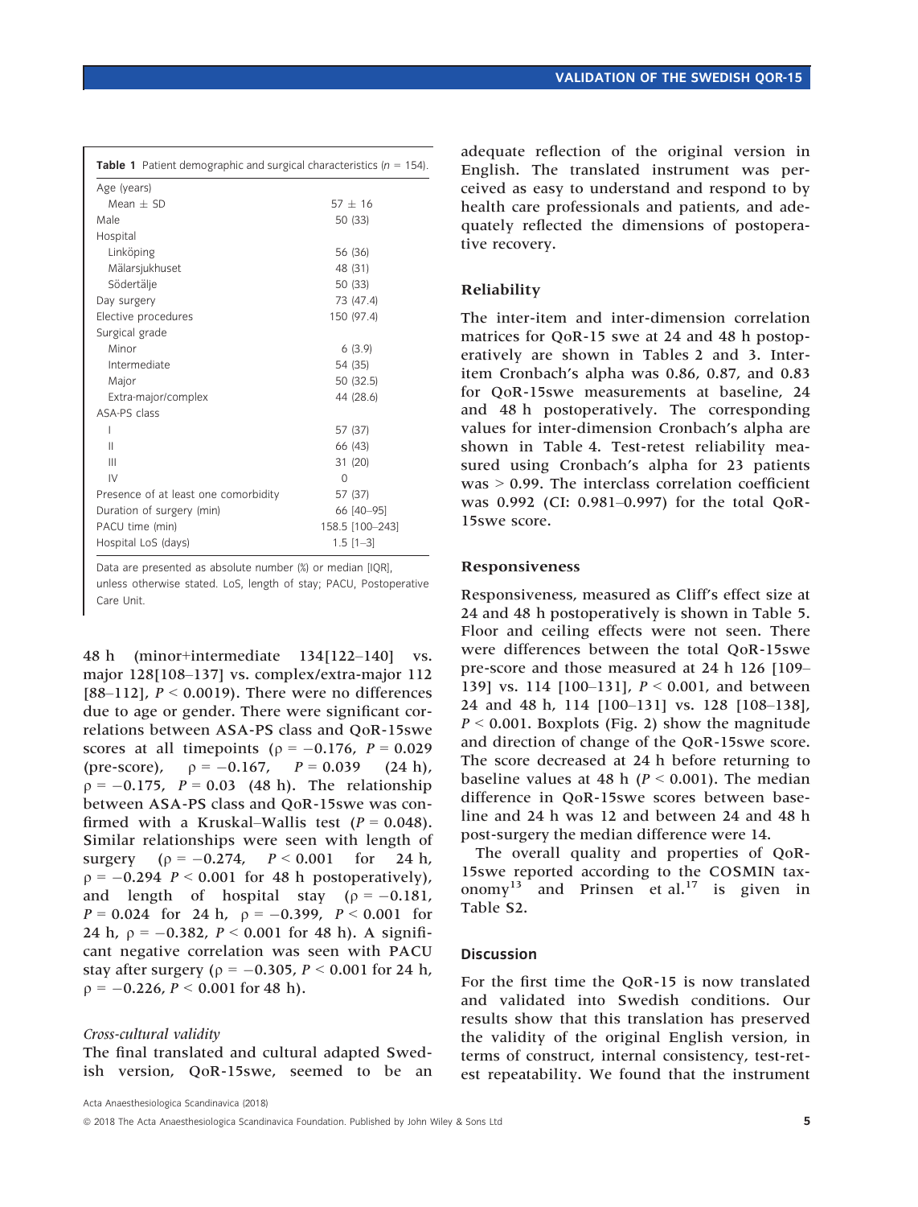**Table 1** Patient demographic and surgical characteristics ($n$ = 154).

| | |
|---|---|
| Age (years) | |
| Mean ± SD | 57 ± 16 |
| Male | 50 (33) |
| Hospital | |
| Linköping | 56 (36) |
| Mälarsjukhuset | 48 (31) |
| Södertälje | 50 (33) |
| Day surgery | 73 (47.4) |
| Elective procedures | 150 (97.4) |
| Surgical grade | |
| Minor | 6 (3.9) |
| Intermediate | 54 (35) |
| Major | 50 (32.5) |
| Extra-major/complex | 44 (28.6) |
| ASA-PS class | |
| I | 57 (37) |
| II | 66 (43) |
| III | 31 (20) |
| IV | 0 |
| Presence of at least one comorbidity | 57 (37) |
| Duration of surgery (min) | 66 [40–95] |
| PACU time (min) | 158.5 [100–243] |
| Hospital LoS (days) | 1.5 [1–3] |

Data are presented as absolute number (%) or median [IQR], unless otherwise stated. LoS, length of stay; PACU, Postoperative Care Unit.

48 h (minor+intermediate 134[122–140] vs. major 128[108–137] vs. complex/extra-major 112 [88–112], $P < 0.0019$). There were no differences due to age or gender. There were significant correlations between ASA-PS class and QoR-15swe scores at all timepoints ($\rho = -0.176$, $P = 0.029$ (pre-score), $\rho = -0.167$, $P = 0.039$ (24 h), $\rho = -0.175$, $P = 0.03$ (48 h). The relationship between ASA-PS class and QoR-15swe was confirmed with a Kruskal–Wallis test ($P = 0.048$). Similar relationships were seen with length of surgery ($\rho = -0.274$, $P < 0.001$ for 24 h, $\rho = -0.294$ $P < 0.001$ for 48 h postoperatively), and length of hospital stay ($\rho = -0.181$, $P = 0.024$ for 24 h, $\rho = -0.399$, $P < 0.001$ for 24 h, $\rho = -0.382$, $P < 0.001$ for 48 h). A significant negative correlation was seen with PACU stay after surgery ($\rho = -0.305$, $P < 0.001$ for 24 h, $\rho = -0.226$, $P < 0.001$ for 48 h).

*Cross-cultural validity*

The final translated and cultural adapted Swedish version, QoR-15swe, seemed to be an adequate reflection of the original version in English. The translated instrument was perceived as easy to understand and respond to by health care professionals and patients, and adequately reflected the dimensions of postoperative recovery.

## Reliability

The inter-item and inter-dimension correlation matrices for QoR-15 swe at 24 and 48 h postoperatively are shown in Tables 2 and 3. Inter-item Cronbach's alpha was 0.86, 0.87, and 0.83 for QoR-15swe measurements at baseline, 24 and 48 h postoperatively. The corresponding values for inter-dimension Cronbach's alpha are shown in Table 4. Test-retest reliability measured using Cronbach's alpha for 23 patients was > 0.99. The interclass correlation coefficient was 0.992 (CI: 0.981–0.997) for the total QoR-15swe score.

## Responsiveness

Responsiveness, measured as Cliff's effect size at 24 and 48 h postoperatively is shown in Table 5. Floor and ceiling effects were not seen. There were differences between the total QoR-15swe pre-score and those measured at 24 h 126 [109–139] vs. 114 [100–131], $P < 0.001$, and between 24 and 48 h, 114 [100–131] vs. 128 [108–138], $P < 0.001$. Boxplots (Fig. 2) show the magnitude and direction of change of the QoR-15swe score. The score decreased at 24 h before returning to baseline values at 48 h ($P < 0.001$). The median difference in QoR-15swe scores between baseline and 24 h was 12 and between 24 and 48 h post-surgery the median difference were 14.

The overall quality and properties of QoR-15swe reported according to the COSMIN taxonomy[13] and Prinsen et al.[17] is given in Table S2.

## Discussion

For the first time the QoR-15 is now translated and validated into Swedish conditions. Our results show that this translation has preserved the validity of the original English version, in terms of construct, internal consistency, test-retest repeatability. We found that the instrument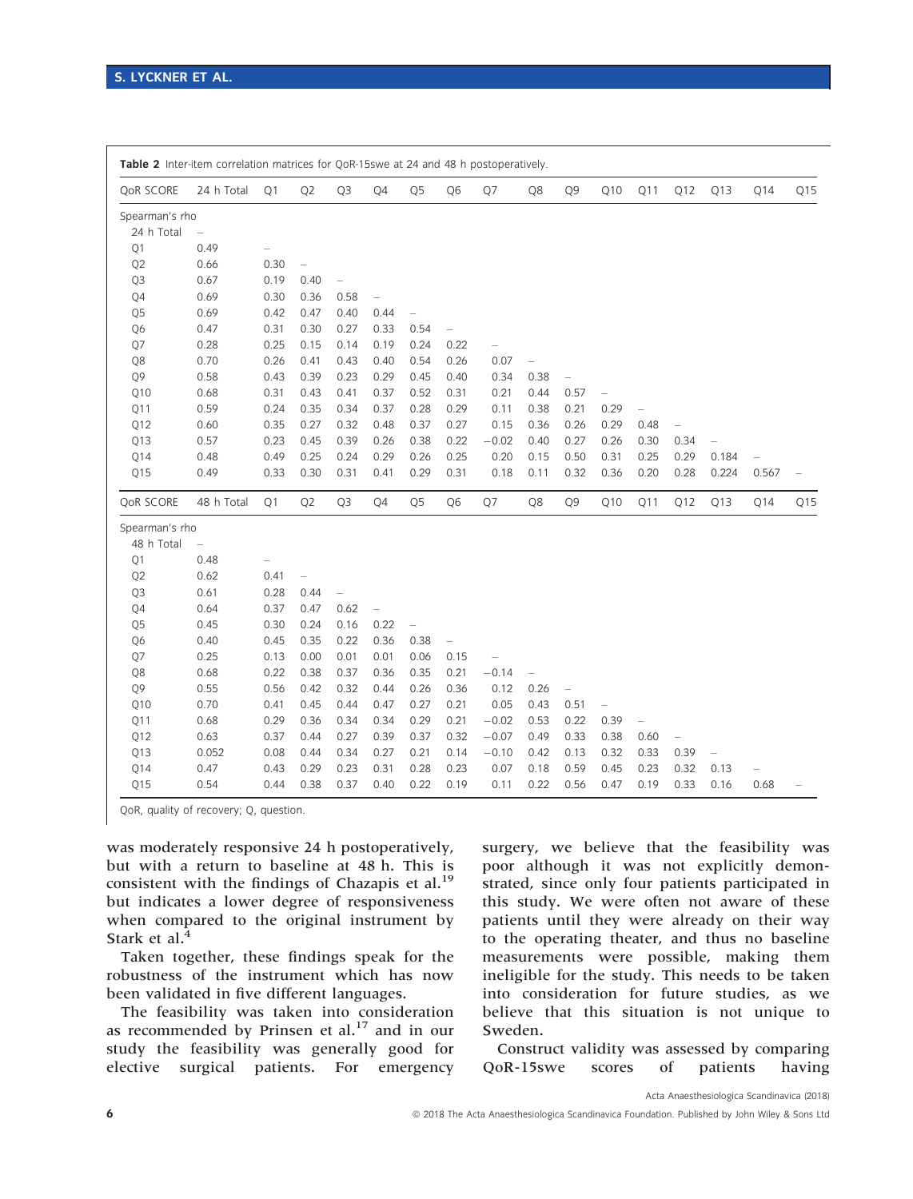**Table 2** Inter-item correlation matrices for QoR-15swe at 24 and 48 h postoperatively.

| QoR SCORE | 24 h Total | Q1 | Q2 | Q3 | Q4 | Q5 | Q6 | Q7 | Q8 | Q9 | Q10 | Q11 | Q12 | Q13 | Q14 | Q15 |
|---|---|---|---|---|---|---|---|---|---|---|---|---|---|---|---|---|
| Spearman's rho | | | | | | | | | | | | | | | | |
| 24 h Total | – | | | | | | | | | | | | | | | |
| Q1 | 0.49 | – | | | | | | | | | | | | | | |
| Q2 | 0.66 | 0.30 | – | | | | | | | | | | | | | |
| Q3 | 0.67 | 0.19 | 0.40 | – | | | | | | | | | | | | |
| Q4 | 0.69 | 0.30 | 0.36 | 0.58 | – | | | | | | | | | | | |
| Q5 | 0.69 | 0.42 | 0.47 | 0.40 | 0.44 | – | | | | | | | | | | |
| Q6 | 0.47 | 0.31 | 0.30 | 0.27 | 0.33 | 0.54 | – | | | | | | | | | |
| Q7 | 0.28 | 0.25 | 0.15 | 0.14 | 0.19 | 0.24 | 0.22 | – | | | | | | | | |
| Q8 | 0.70 | 0.26 | 0.41 | 0.43 | 0.40 | 0.54 | 0.26 | 0.07 | – | | | | | | | |
| Q9 | 0.58 | 0.43 | 0.39 | 0.23 | 0.29 | 0.45 | 0.40 | 0.34 | 0.38 | – | | | | | | |
| Q10 | 0.68 | 0.31 | 0.43 | 0.41 | 0.37 | 0.52 | 0.31 | 0.21 | 0.44 | 0.57 | – | | | | | |
| Q11 | 0.59 | 0.24 | 0.35 | 0.34 | 0.37 | 0.28 | 0.29 | 0.11 | 0.38 | 0.21 | 0.29 | – | | | | |
| Q12 | 0.60 | 0.35 | 0.27 | 0.32 | 0.48 | 0.37 | 0.27 | 0.15 | 0.36 | 0.26 | 0.29 | 0.48 | – | | | |
| Q13 | 0.57 | 0.23 | 0.45 | 0.39 | 0.26 | 0.38 | 0.22 | −0.02 | 0.40 | 0.27 | 0.26 | 0.30 | 0.34 | – | | |
| Q14 | 0.48 | 0.49 | 0.25 | 0.24 | 0.29 | 0.26 | 0.25 | 0.20 | 0.15 | 0.50 | 0.31 | 0.25 | 0.29 | 0.184 | – | |
| Q15 | 0.49 | 0.33 | 0.30 | 0.31 | 0.41 | 0.29 | 0.31 | 0.18 | 0.11 | 0.32 | 0.36 | 0.20 | 0.28 | 0.224 | 0.567 | – |
| **QoR SCORE** | **48 h Total** | **Q1** | **Q2** | **Q3** | **Q4** | **Q5** | **Q6** | **Q7** | **Q8** | **Q9** | **Q10** | **Q11** | **Q12** | **Q13** | **Q14** | **Q15** |
| Spearman's rho | | | | | | | | | | | | | | | | |
| 48 h Total | – | | | | | | | | | | | | | | | |
| Q1 | 0.48 | – | | | | | | | | | | | | | | |
| Q2 | 0.62 | 0.41 | – | | | | | | | | | | | | | |
| Q3 | 0.61 | 0.28 | 0.44 | – | | | | | | | | | | | | |
| Q4 | 0.64 | 0.37 | 0.47 | 0.62 | – | | | | | | | | | | | |
| Q5 | 0.45 | 0.30 | 0.24 | 0.16 | 0.22 | – | | | | | | | | | | |
| Q6 | 0.40 | 0.45 | 0.35 | 0.22 | 0.36 | 0.38 | – | | | | | | | | | |
| Q7 | 0.25 | 0.13 | 0.00 | 0.01 | 0.01 | 0.06 | 0.15 | – | | | | | | | | |
| Q8 | 0.68 | 0.22 | 0.38 | 0.37 | 0.36 | 0.35 | 0.21 | −0.14 | – | | | | | | | |
| Q9 | 0.55 | 0.56 | 0.42 | 0.32 | 0.44 | 0.26 | 0.36 | 0.12 | 0.26 | – | | | | | | |
| Q10 | 0.70 | 0.41 | 0.45 | 0.44 | 0.47 | 0.27 | 0.21 | 0.05 | 0.43 | 0.51 | – | | | | | |
| Q11 | 0.68 | 0.29 | 0.36 | 0.34 | 0.34 | 0.29 | 0.21 | −0.02 | 0.53 | 0.22 | 0.39 | – | | | | |
| Q12 | 0.63 | 0.37 | 0.44 | 0.27 | 0.39 | 0.37 | 0.32 | −0.07 | 0.49 | 0.33 | 0.38 | 0.60 | – | | | |
| Q13 | 0.052 | 0.08 | 0.44 | 0.34 | 0.27 | 0.21 | 0.14 | −0.10 | 0.42 | 0.13 | 0.32 | 0.33 | 0.39 | – | | |
| Q14 | 0.47 | 0.43 | 0.29 | 0.23 | 0.31 | 0.28 | 0.23 | 0.07 | 0.18 | 0.59 | 0.45 | 0.23 | 0.32 | 0.13 | – | |
| Q15 | 0.54 | 0.44 | 0.38 | 0.37 | 0.40 | 0.22 | 0.19 | 0.11 | 0.22 | 0.56 | 0.47 | 0.19 | 0.33 | 0.16 | 0.68 | – |

QoR, quality of recovery; Q, question.

was moderately responsive 24 h postoperatively, but with a return to baseline at 48 h. This is consistent with the findings of Chazapis et al.[19] but indicates a lower degree of responsiveness when compared to the original instrument by Stark et al.[4]

Taken together, these findings speak for the robustness of the instrument which has now been validated in five different languages.

The feasibility was taken into consideration as recommended by Prinsen et al.[17] and in our study the feasibility was generally good for elective surgical patients. For emergency surgery, we believe that the feasibility was poor although it was not explicitly demonstrated, since only four patients participated in this study. We were often not aware of these patients until they were already on their way to the operating theater, and thus no baseline measurements were possible, making them ineligible for the study. This needs to be taken into consideration for future studies, as we believe that this situation is not unique to Sweden.

Construct validity was assessed by comparing QoR-15swe scores of patients having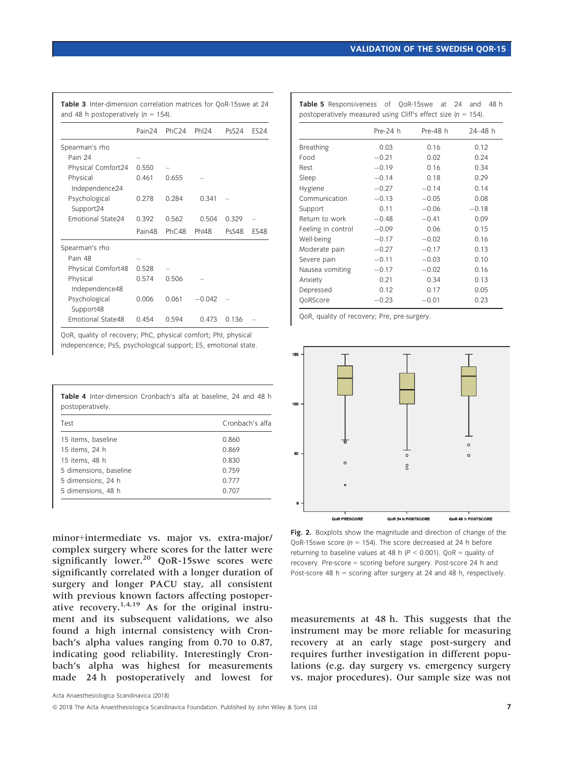**Table 3** Inter-dimension correlation matrices for QoR-15swe at 24 and 48 h postoperatively ($n$ = 154).

| | Pain24 | PhC24 | PhI24 | PsS24 | ES24 |
|---|---|---|---|---|---|
| Spearman's rho | | | | | |
| Pain 24 | – | | | | |
| Physical Comfort24 | 0.550 | – | | | |
| Physical Independence24 | 0.461 | 0.655 | – | | |
| Psychological Support24 | 0.278 | 0.284 | 0.341 | – | |
| Emotional State24 | 0.392 | 0.562 | 0.504 | 0.329 | – |
| | Pain48 | PhC48 | PhI48 | PsS48 | ES48 |
| Spearman's rho | | | | | |
| Pain 48 | – | | | | |
| Physical Comfort48 | 0.528 | – | | | |
| Physical Independence48 | 0.574 | 0.506 | – | | |
| Psychological Support48 | 0.006 | 0.061 | −0.042 | – | |
| Emotional State48 | 0.454 | 0.594 | 0.473 | 0.136 | – |

QoR, quality of recovery; PhC, physical comfort; PhI, physical indepencence; PsS, psychological support; ES, emotional state.

**Table 4** Inter-dimension Cronbach's alfa at baseline, 24 and 48 h postoperatively.

| Test | Cronbach's alfa |
|---|---|
| 15 items, baseline | 0.860 |
| 15 items, 24 h | 0.869 |
| 15 items, 48 h | 0.830 |
| 5 dimensions, baseline | 0.759 |
| 5 dimensions, 24 h | 0.777 |
| 5 dimensions, 48 h | 0.707 |

**Table 5** Responsiveness of QoR-15swe at 24 and 48 h postoperatively measured using Cliff's effect size ($n$ = 154).

| | Pre-24 h | Pre-48 h | 24–48 h |
|---|---|---|---|
| Breathing | 0.03 | 0.16 | 0.12 |
| Food | −0.21 | 0.02 | 0.24 |
| Rest | −0.19 | 0.16 | 0.34 |
| Sleep | −0.14 | 0.18 | 0.29 |
| Hygiene | −0.27 | −0.14 | 0.14 |
| Communication | −0.13 | −0.05 | 0.08 |
| Support | 0.11 | −0.06 | −0.18 |
| Return to work | −0.48 | −0.41 | 0.09 |
| Feeling in control | −0.09 | 0.06 | 0.15 |
| Well-being | −0.17 | −0.02 | 0.16 |
| Moderate pain | −0.27 | −0.17 | 0.13 |
| Severe pain | −0.11 | −0.03 | 0.10 |
| Nausea vomiting | −0.17 | −0.02 | 0.16 |
| Anxiety | 0.21 | 0.34 | 0.13 |
| Depressed | 0.12 | 0.17 | 0.05 |
| QoRScore | −0.23 | −0.01 | 0.23 |

QoR, quality of recovery; Pre, pre-surgery.

**Fig. 2.** Boxplots show the magnitude and direction of change of the QoR-15swe score ($n$ = 154). The score decreased at 24 h before returning to baseline values at 48 h ($P$ < 0.001). QoR = quality of recovery. Pre-score = scoring before surgery. Post-score 24 h and Post-score 48 h = scoring after surgery at 24 and 48 h, respectively.

minor+intermediate vs. major vs. extra-major/complex surgery where scores for the latter were significantly lower.[20] QoR-15swe scores were significantly correlated with a longer duration of surgery and longer PACU stay, all consistent with previous known factors affecting postoperative recovery.[1,4,19] As for the original instrument and its subsequent validations, we also found a high internal consistency with Cronbach's alpha values ranging from 0.70 to 0.87, indicating good reliability. Interestingly Cronbach's alpha was highest for measurements made 24 h postoperatively and lowest for measurements at 48 h. This suggests that the instrument may be more reliable for measuring recovery at an early stage post-surgery and requires further investigation in different populations (e.g. day surgery vs. emergency surgery vs. major procedures). Our sample size was not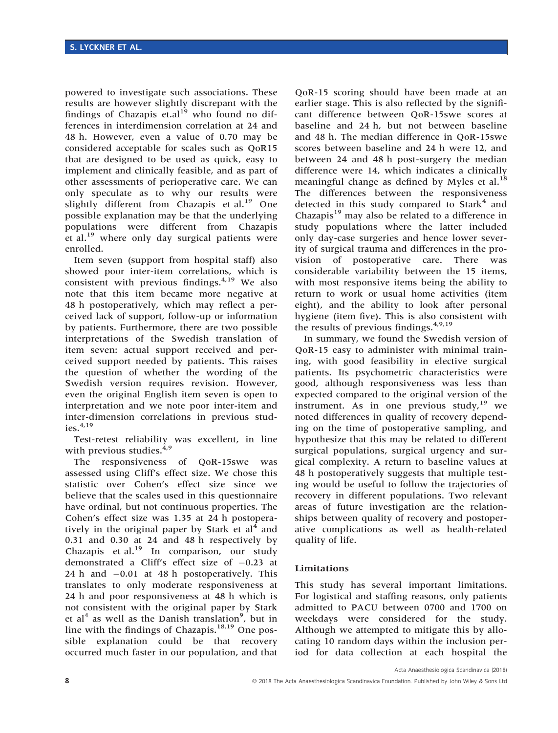powered to investigate such associations. These results are however slightly discrepant with the findings of Chazapis et.al[19] who found no differences in interdimension correlation at 24 and 48 h. However, even a value of 0.70 may be considered acceptable for scales such as QoR15 that are designed to be used as quick, easy to implement and clinically feasible, and as part of other assessments of perioperative care. We can only speculate as to why our results were slightly different from Chazapis et al.[19] One possible explanation may be that the underlying populations were different from Chazapis et al.[19] where only day surgical patients were enrolled.

Item seven (support from hospital staff) also showed poor inter-item correlations, which is consistent with previous findings.[4,19] We also note that this item became more negative at 48 h postoperatively, which may reflect a perceived lack of support, follow-up or information by patients. Furthermore, there are two possible interpretations of the Swedish translation of item seven: actual support received and perceived support needed by patients. This raises the question of whether the wording of the Swedish version requires revision. However, even the original English item seven is open to interpretation and we note poor inter-item and inter-dimension correlations in previous studies.[4,19]

Test-retest reliability was excellent, in line with previous studies.[4,9]

The responsiveness of QoR-15swe was assessed using Cliff's effect size. We chose this statistic over Cohen's effect size since we believe that the scales used in this questionnaire have ordinal, but not continuous properties. The Cohen's effect size was 1.35 at 24 h postoperatively in the original paper by Stark et al[4] and 0.31 and 0.30 at 24 and 48 h respectively by Chazapis et al.[19] In comparison, our study demonstrated a Cliff's effect size of −0.23 at 24 h and −0.01 at 48 h postoperatively. This translates to only moderate responsiveness at 24 h and poor responsiveness at 48 h which is not consistent with the original paper by Stark et al[4] as well as the Danish translation[9], but in line with the findings of Chazapis.[18,19] One possible explanation could be that recovery occurred much faster in our population, and that QoR-15 scoring should have been made at an earlier stage. This is also reflected by the significant difference between QoR-15swe scores at baseline and 24 h, but not between baseline and 48 h. The median difference in QoR-15swe scores between baseline and 24 h were 12, and between 24 and 48 h post-surgery the median difference were 14, which indicates a clinically meaningful change as defined by Myles et al.[18] The differences between the responsiveness detected in this study compared to Stark[4] and Chazapis[19] may also be related to a difference in study populations where the latter included only day-case surgeries and hence lower severity of surgical trauma and differences in the provision of postoperative care. There was considerable variability between the 15 items, with most responsive items being the ability to return to work or usual home activities (item eight), and the ability to look after personal hygiene (item five). This is also consistent with the results of previous findings.[4,9,19]

In summary, we found the Swedish version of QoR-15 easy to administer with minimal training, with good feasibility in elective surgical patients. Its psychometric characteristics were good, although responsiveness was less than expected compared to the original version of the instrument. As in one previous study,[19] we noted differences in quality of recovery depending on the time of postoperative sampling, and hypothesize that this may be related to different surgical populations, surgical urgency and surgical complexity. A return to baseline values at 48 h postoperatively suggests that multiple testing would be useful to follow the trajectories of recovery in different populations. Two relevant areas of future investigation are the relationships between quality of recovery and postoperative complications as well as health-related quality of life.

### Limitations

This study has several important limitations. For logistical and staffing reasons, only patients admitted to PACU between 0700 and 1700 on weekdays were considered for the study. Although we attempted to mitigate this by allocating 10 random days within the inclusion period for data collection at each hospital the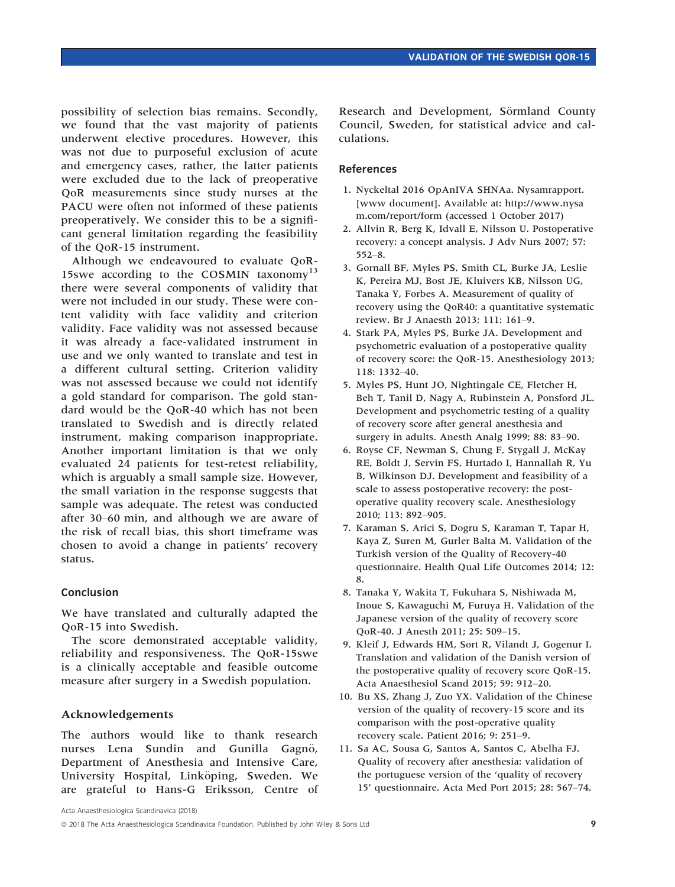possibility of selection bias remains. Secondly, we found that the vast majority of patients underwent elective procedures. However, this was not due to purposeful exclusion of acute and emergency cases, rather, the latter patients were excluded due to the lack of preoperative QoR measurements since study nurses at the PACU were often not informed of these patients preoperatively. We consider this to be a significant general limitation regarding the feasibility of the QoR-15 instrument.

Although we endeavoured to evaluate QoR-15swe according to the COSMIN taxonomy[13] there were several components of validity that were not included in our study. These were content validity with face validity and criterion validity. Face validity was not assessed because it was already a face-validated instrument in use and we only wanted to translate and test in a different cultural setting. Criterion validity was not assessed because we could not identify a gold standard for comparison. The gold standard would be the QoR-40 which has not been translated to Swedish and is directly related instrument, making comparison inappropriate. Another important limitation is that we only evaluated 24 patients for test-retest reliability, which is arguably a small sample size. However, the small variation in the response suggests that sample was adequate. The retest was conducted after 30–60 min, and although we are aware of the risk of recall bias, this short timeframe was chosen to avoid a change in patients' recovery status.

## Conclusion

We have translated and culturally adapted the QoR-15 into Swedish.

The score demonstrated acceptable validity, reliability and responsiveness. The QoR-15swe is a clinically acceptable and feasible outcome measure after surgery in a Swedish population.

## Acknowledgements

The authors would like to thank research nurses Lena Sundin and Gunilla Gagnö, Department of Anesthesia and Intensive Care, University Hospital, Linköping, Sweden. We are grateful to Hans-G Eriksson, Centre of Research and Development, Sörmland County Council, Sweden, for statistical advice and calculations.

## References

1. Nyckeltal 2016 OpAnIVA SHNAa. Nysamrapport. [www document]. Available at: http://www.nysam.com/report/form (accessed 1 October 2017)
2. Allvin R, Berg K, Idvall E, Nilsson U. Postoperative recovery: a concept analysis. J Adv Nurs 2007; 57: 552–8.
3. Gornall BF, Myles PS, Smith CL, Burke JA, Leslie K, Pereira MJ, Bost JE, Kluivers KB, Nilsson UG, Tanaka Y, Forbes A. Measurement of quality of recovery using the QoR40: a quantitative systematic review. Br J Anaesth 2013; 111: 161–9.
4. Stark PA, Myles PS, Burke JA. Development and psychometric evaluation of a postoperative quality of recovery score: the QoR-15. Anesthesiology 2013; 118: 1332–40.
5. Myles PS, Hunt JO, Nightingale CE, Fletcher H, Beh T, Tanil D, Nagy A, Rubinstein A, Ponsford JL. Development and psychometric testing of a quality of recovery score after general anesthesia and surgery in adults. Anesth Analg 1999; 88: 83–90.
6. Royse CF, Newman S, Chung F, Stygall J, McKay RE, Boldt J, Servin FS, Hurtado I, Hannallah R, Yu B, Wilkinson DJ. Development and feasibility of a scale to assess postoperative recovery: the post-operative quality recovery scale. Anesthesiology 2010; 113: 892–905.
7. Karaman S, Arici S, Dogru S, Karaman T, Tapar H, Kaya Z, Suren M, Gurler Balta M. Validation of the Turkish version of the Quality of Recovery-40 questionnaire. Health Qual Life Outcomes 2014; 12: 8.
8. Tanaka Y, Wakita T, Fukuhara S, Nishiwada M, Inoue S, Kawaguchi M, Furuya H. Validation of the Japanese version of the quality of recovery score QoR-40. J Anesth 2011; 25: 509–15.
9. Kleif J, Edwards HM, Sort R, Vilandt J, Gogenur I. Translation and validation of the Danish version of the postoperative quality of recovery score QoR-15. Acta Anaesthesiol Scand 2015; 59: 912–20.
10. Bu XS, Zhang J, Zuo YX. Validation of the Chinese version of the quality of recovery-15 score and its comparison with the post-operative quality recovery scale. Patient 2016; 9: 251–9.
11. Sa AC, Sousa G, Santos A, Santos C, Abelha FJ. Quality of recovery after anesthesia: validation of the portuguese version of the 'quality of recovery 15' questionnaire. Acta Med Port 2015; 28: 567–74.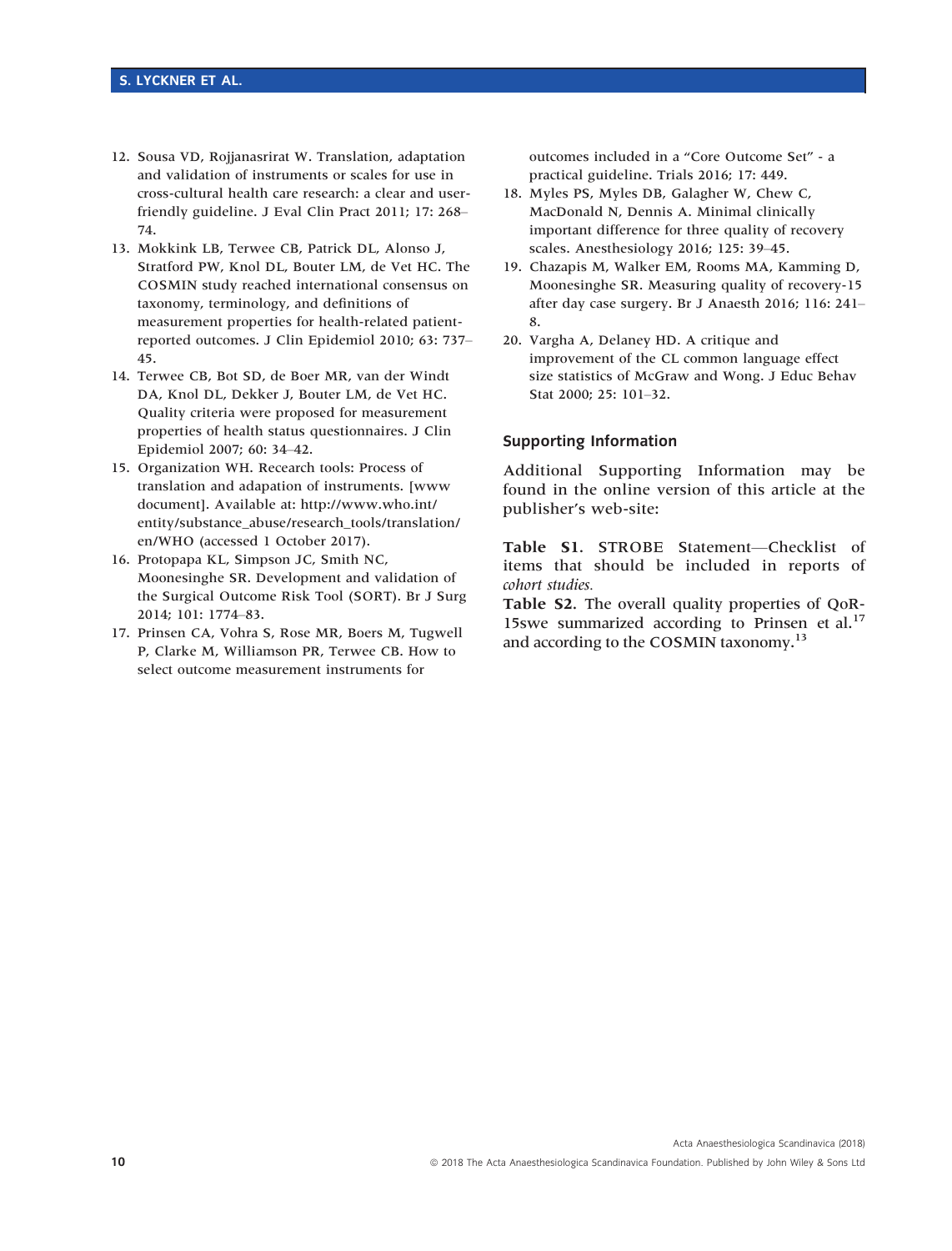12. Sousa VD, Rojjanasrirat W. Translation, adaptation and validation of instruments or scales for use in cross-cultural health care research: a clear and user-friendly guideline. J Eval Clin Pract 2011; 17: 268–74.
13. Mokkink LB, Terwee CB, Patrick DL, Alonso J, Stratford PW, Knol DL, Bouter LM, de Vet HC. The COSMIN study reached international consensus on taxonomy, terminology, and definitions of measurement properties for health-related patient-reported outcomes. J Clin Epidemiol 2010; 63: 737–45.
14. Terwee CB, Bot SD, de Boer MR, van der Windt DA, Knol DL, Dekker J, Bouter LM, de Vet HC. Quality criteria were proposed for measurement properties of health status questionnaires. J Clin Epidemiol 2007; 60: 34–42.
15. Organization WH. Recearch tools: Process of translation and adapation of instruments. [www document]. Available at: http://www.who.int/entity/substance_abuse/research_tools/translation/en/WHO (accessed 1 October 2017).
16. Protopapa KL, Simpson JC, Smith NC, Moonesinghe SR. Development and validation of the Surgical Outcome Risk Tool (SORT). Br J Surg 2014; 101: 1774–83.
17. Prinsen CA, Vohra S, Rose MR, Boers M, Tugwell P, Clarke M, Williamson PR, Terwee CB. How to select outcome measurement instruments for outcomes included in a "Core Outcome Set" - a practical guideline. Trials 2016; 17: 449.
18. Myles PS, Myles DB, Galagher W, Chew C, MacDonald N, Dennis A. Minimal clinically important difference for three quality of recovery scales. Anesthesiology 2016; 125: 39–45.
19. Chazapis M, Walker EM, Rooms MA, Kamming D, Moonesinghe SR. Measuring quality of recovery-15 after day case surgery. Br J Anaesth 2016; 116: 241–8.
20. Vargha A, Delaney HD. A critique and improvement of the CL common language effect size statistics of McGraw and Wong. J Educ Behav Stat 2000; 25: 101–32.

## Supporting Information

Additional Supporting Information may be found in the online version of this article at the publisher's web-site:

**Table S1.** STROBE Statement—Checklist of items that should be included in reports of *cohort studies.*

**Table S2.** The overall quality properties of QoR-15swe summarized according to Prinsen et al.[17] and according to the COSMIN taxonomy.[13]